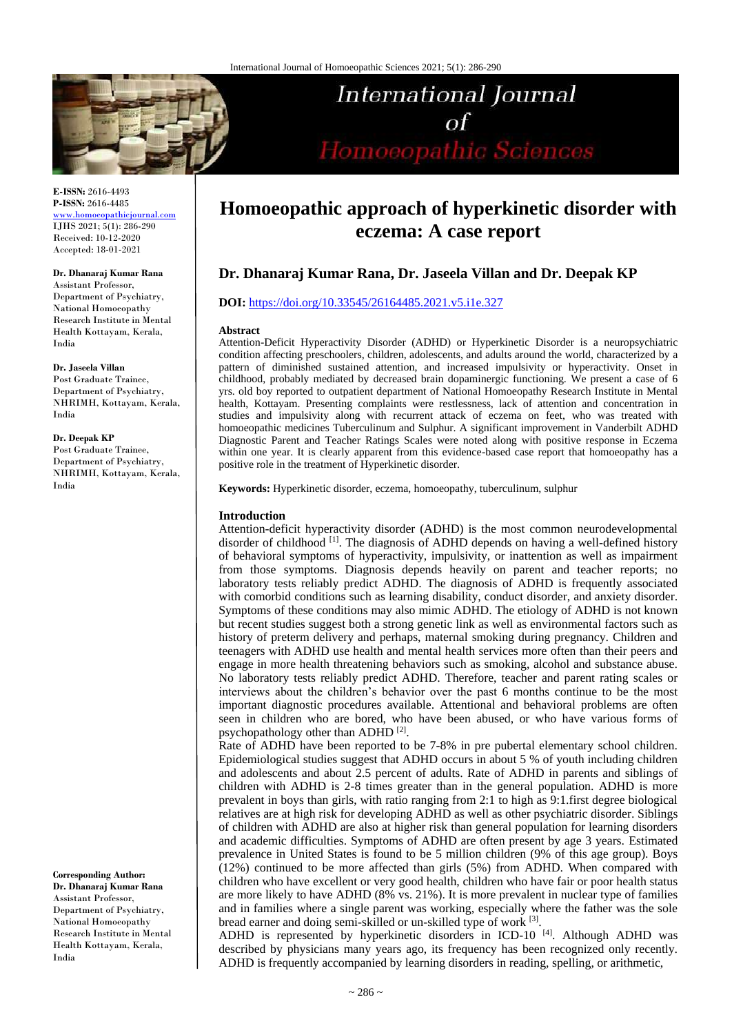# Homoeopathic approach of hyperkinetic disorder with eczema: A case report

**Dr. Dhanaraj Kumar Rana, Dr. Jaseela Villan and Dr. Deepak KP**

**DOI:** https://doi.org/10.33545/26164485.2021.v5.i1e.327

**E-ISSN:** 2616-4493
**P-ISSN:** 2616-4485
www.homoeopathicjournal.com
IJHS 2021; 5(1): 286-290
Received: 10-12-2020
Accepted: 18-01-2021

**Dr. Dhanaraj Kumar Rana**
Assistant Professor, Department of Psychiatry, National Homoeopathy Research Institute in Mental Health Kottayam, Kerala, India

**Dr. Jaseela Villan**
Post Graduate Trainee, Department of Psychiatry, NHRIMH, Kottayam, Kerala, India

**Dr. Deepak KP**
Post Graduate Trainee, Department of Psychiatry, NHRIMH, Kottayam, Kerala, India

**Corresponding Author:**
**Dr. Dhanaraj Kumar Rana**
Assistant Professor, Department of Psychiatry, National Homoeopathy Research Institute in Mental Health Kottayam, Kerala, India

### Abstract

Attention-Deficit Hyperactivity Disorder (ADHD) or Hyperkinetic Disorder is a neuropsychiatric condition affecting preschoolers, children, adolescents, and adults around the world, characterized by a pattern of diminished sustained attention, and increased impulsivity or hyperactivity. Onset in childhood, probably mediated by decreased brain dopaminergic functioning. We present a case of 6 yrs. old boy reported to outpatient department of National Homoeopathy Research Institute in Mental health, Kottayam. Presenting complaints were restlessness, lack of attention and concentration in studies and impulsivity along with recurrent attack of eczema on feet, who was treated with homoeopathic medicines Tuberculinum and Sulphur. A significant improvement in Vanderbilt ADHD Diagnostic Parent and Teacher Ratings Scales were noted along with positive response in Eczema within one year. It is clearly apparent from this evidence-based case report that homoeopathy has a positive role in the treatment of Hyperkinetic disorder.

**Keywords:** Hyperkinetic disorder, eczema, homoeopathy, tuberculinum, sulphur

### Introduction

Attention-deficit hyperactivity disorder (ADHD) is the most common neurodevelopmental disorder of childhood [1]. The diagnosis of ADHD depends on having a well-defined history of behavioral symptoms of hyperactivity, impulsivity, or inattention as well as impairment from those symptoms. Diagnosis depends heavily on parent and teacher reports; no laboratory tests reliably predict ADHD. The diagnosis of ADHD is frequently associated with comorbid conditions such as learning disability, conduct disorder, and anxiety disorder. Symptoms of these conditions may also mimic ADHD. The etiology of ADHD is not known but recent studies suggest both a strong genetic link as well as environmental factors such as history of preterm delivery and perhaps, maternal smoking during pregnancy. Children and teenagers with ADHD use health and mental health services more often than their peers and engage in more health threatening behaviors such as smoking, alcohol and substance abuse. No laboratory tests reliably predict ADHD. Therefore, teacher and parent rating scales or interviews about the children's behavior over the past 6 months continue to be the most important diagnostic procedures available. Attentional and behavioral problems are often seen in children who are bored, who have been abused, or who have various forms of psychopathology other than ADHD [2].

Rate of ADHD have been reported to be 7-8% in pre pubertal elementary school children. Epidemiological studies suggest that ADHD occurs in about 5 % of youth including children and adolescents and about 2.5 percent of adults. Rate of ADHD in parents and siblings of children with ADHD is 2-8 times greater than in the general population. ADHD is more prevalent in boys than girls, with ratio ranging from 2:1 to high as 9:1.first degree biological relatives are at high risk for developing ADHD as well as other psychiatric disorder. Siblings of children with ADHD are also at higher risk than general population for learning disorders and academic difficulties. Symptoms of ADHD are often present by age 3 years. Estimated prevalence in United States is found to be 5 million children (9% of this age group). Boys (12%) continued to be more affected than girls (5%) from ADHD. When compared with children who have excellent or very good health, children who have fair or poor health status are more likely to have ADHD (8% vs. 21%). It is more prevalent in nuclear type of families and in families where a single parent was working, especially where the father was the sole bread earner and doing semi-skilled or un-skilled type of work [3].

ADHD is represented by hyperkinetic disorders in ICD-10 [4]. Although ADHD was described by physicians many years ago, its frequency has been recognized only recently. ADHD is frequently accompanied by learning disorders in reading, spelling, or arithmetic,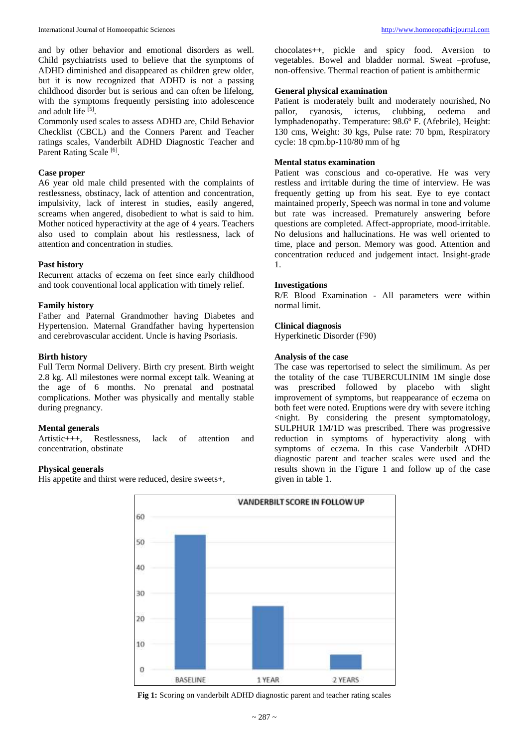and by other behavior and emotional disorders as well. Child psychiatrists used to believe that the symptoms of ADHD diminished and disappeared as children grew older, but it is now recognized that ADHD is not a passing childhood disorder but is serious and can often be lifelong, with the symptoms frequently persisting into adolescence and adult life [5].

Commonly used scales to assess ADHD are, Child Behavior Checklist (CBCL) and the Conners Parent and Teacher ratings scales, Vanderbilt ADHD Diagnostic Teacher and Parent Rating Scale [6].

### Case proper

A6 year old male child presented with the complaints of restlessness, obstinacy, lack of attention and concentration, impulsivity, lack of interest in studies, easily angered, screams when angered, disobedient to what is said to him. Mother noticed hyperactivity at the age of 4 years. Teachers also used to complain about his restlessness, lack of attention and concentration in studies.

### Past history

Recurrent attacks of eczema on feet since early childhood and took conventional local application with timely relief.

### Family history

Father and Paternal Grandmother having Diabetes and Hypertension. Maternal Grandfather having hypertension and cerebrovascular accident. Uncle is having Psoriasis.

### Birth history

Full Term Normal Delivery. Birth cry present. Birth weight 2.8 kg. All milestones were normal except talk. Weaning at the age of 6 months. No prenatal and postnatal complications. Mother was physically and mentally stable during pregnancy.

### Mental generals

Artistic+++, Restlessness, lack of attention and concentration, obstinate

### Physical generals

His appetite and thirst were reduced, desire sweets+, chocolates++, pickle and spicy food. Aversion to vegetables. Bowel and bladder normal. Sweat –profuse, non-offensive. Thermal reaction of patient is ambithermic

### General physical examination

Patient is moderately built and moderately nourished, No pallor, cyanosis, icterus, clubbing, oedema and lymphadenopathy. Temperature: 98.6º F. (Afebrile), Height: 130 cms, Weight: 30 kgs, Pulse rate: 70 bpm, Respiratory cycle: 18 cpm.bp-110/80 mm of hg

### Mental status examination

Patient was conscious and co-operative. He was very restless and irritable during the time of interview. He was frequently getting up from his seat. Eye to eye contact maintained properly, Speech was normal in tone and volume but rate was increased. Prematurely answering before questions are completed. Affect-appropriate, mood-irritable. No delusions and hallucinations. He was well oriented to time, place and person. Memory was good. Attention and concentration reduced and judgement intact. Insight-grade 1.

### Investigations

R/E Blood Examination - All parameters were within normal limit.

### Clinical diagnosis

Hyperkinetic Disorder (F90)

### Analysis of the case

The case was repertorised to select the similimum. As per the totality of the case TUBERCULINIM 1M single dose was prescribed followed by placebo with slight improvement of symptoms, but reappearance of eczema on both feet were noted. Eruptions were dry with severe itching <night. By considering the present symptomatology, SULPHUR 1M/1D was prescribed. There was progressive reduction in symptoms of hyperactivity along with symptoms of eczema. In this case Vanderbilt ADHD diagnostic parent and teacher scales were used and the results shown in the Figure 1 and follow up of the case given in table 1.

VANDERBILT SCORE IN FOLLOW UP

| | Score |
|---|---|
| BASELINE | 53 |
| 1 YEAR | 25 |
| 2 YEARS | 6 |

**Fig 1:** Scoring on vanderbilt ADHD diagnostic parent and teacher rating scales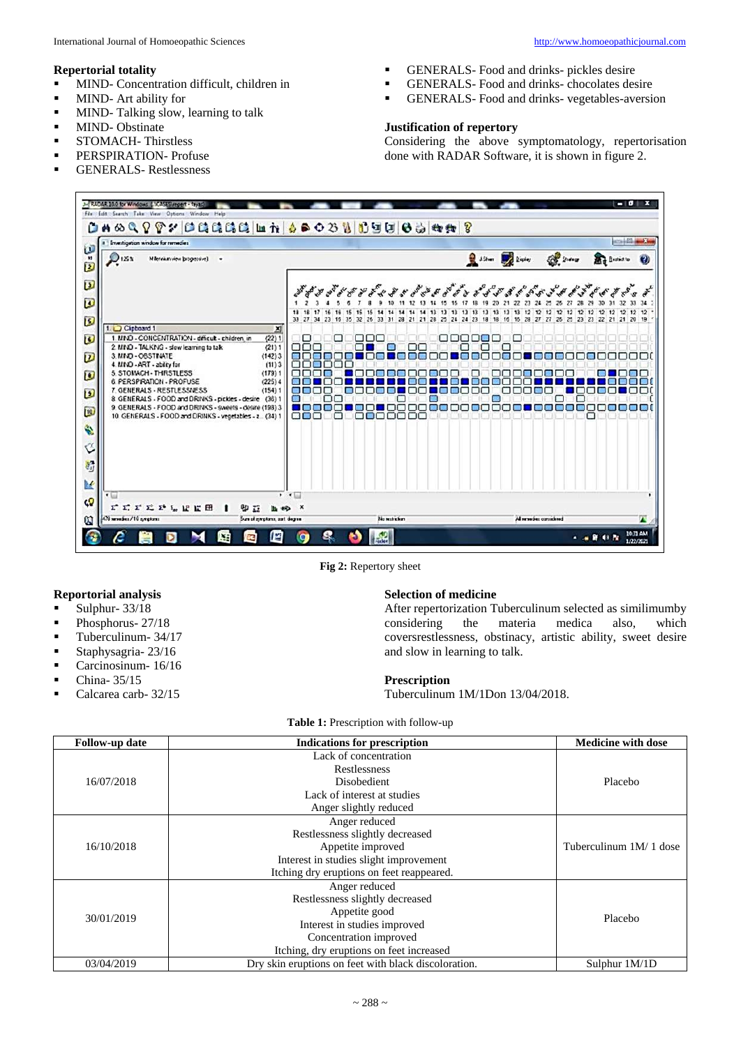### Repertorial totality

- MIND- Concentration difficult, children in
- MIND- Art ability for
- MIND- Talking slow, learning to talk
- MIND- Obstinate
- STOMACH- Thirstless
- PERSPIRATION- Profuse
- GENERALS- Restlessness
- GENERALS- Food and drinks- pickles desire
- GENERALS- Food and drinks- chocolates desire
- GENERALS- Food and drinks- vegetables-aversion

### Justification of repertory

Considering the above symptomatology, repertorisation done with RADAR Software, it is shown in figure 2.

**Fig 2:** Repertory sheet

### Reportorial analysis

- Sulphur- 33/18
- Phosphorus- 27/18
- Tuberculinum- 34/17
- Staphysagria- 23/16
- Carcinosinum- 16/16
- China- 35/15
- Calcarea carb- 32/15

### Selection of medicine

After repertorization Tuberculinum selected as similimumby considering the materia medica also, which coversrestlessness, obstinacy, artistic ability, sweet desire and slow in learning to talk.

### Prescription

Tuberculinum 1M/1Don 13/04/2018.

**Table 1:** Prescription with follow-up

| Follow-up date | Indications for prescription | Medicine with dose |
|---|---|---|
| 16/07/2018 | Lack of concentration<br>Restlessness<br>Disobedient<br>Lack of interest at studies<br>Anger slightly reduced | Placebo |
| 16/10/2018 | Anger reduced<br>Restlessness slightly decreased<br>Appetite improved<br>Interest in studies slight improvement<br>Itching dry eruptions on feet reappeared. | Tuberculinum 1M/ 1 dose |
| 30/01/2019 | Anger reduced<br>Restlessness slightly decreased<br>Appetite good<br>Interest in studies improved<br>Concentration improved<br>Itching, dry eruptions on feet increased | Placebo |
| 03/04/2019 | Dry skin eruptions on feet with black discoloration. | Sulphur 1M/1D |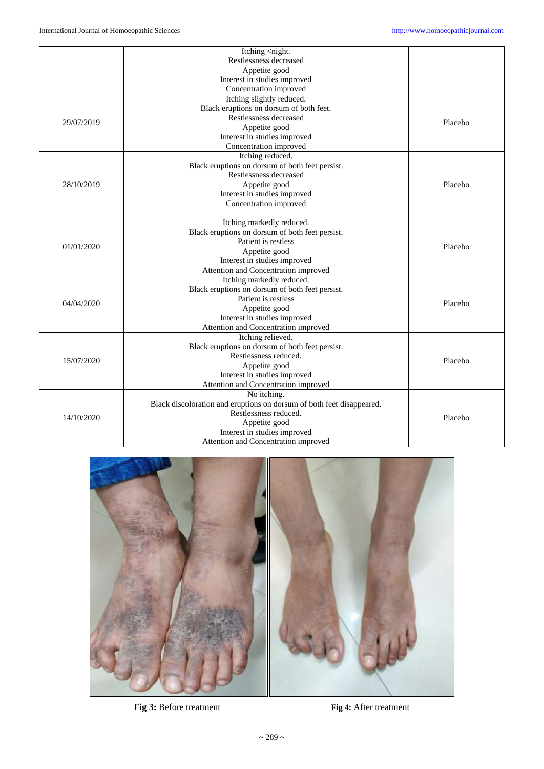|  |  |  |
|---|---|---|
|  | Itching <night.<br>Restlessness decreased<br>Appetite good<br>Interest in studies improved<br>Concentration improved |  |
| 29/07/2019 | Itching slightly reduced.<br>Black eruptions on dorsum of both feet.<br>Restlessness decreased<br>Appetite good<br>Interest in studies improved<br>Concentration improved | Placebo |
| 28/10/2019 | Itching reduced.<br>Black eruptions on dorsum of both feet persist.<br>Restlessness decreased<br>Appetite good<br>Interest in studies improved<br>Concentration improved | Placebo |
| 01/01/2020 | Itching markedly reduced.<br>Black eruptions on dorsum of both feet persist.<br>Patient is restless<br>Appetite good<br>Interest in studies improved<br>Attention and Concentration improved | Placebo |
| 04/04/2020 | Itching markedly reduced.<br>Black eruptions on dorsum of both feet persist.<br>Patient is restless<br>Appetite good<br>Interest in studies improved<br>Attention and Concentration improved | Placebo |
| 15/07/2020 | Itching relieved.<br>Black eruptions on dorsum of both feet persist.<br>Restlessness reduced.<br>Appetite good<br>Interest in studies improved<br>Attention and Concentration improved | Placebo |
| 14/10/2020 | No itching.<br>Black discoloration and eruptions on dorsum of both feet disappeared.<br>Restlessness reduced.<br>Appetite good<br>Interest in studies improved<br>Attention and Concentration improved | Placebo |

**Fig 3:** Before treatment

**Fig 4:** After treatment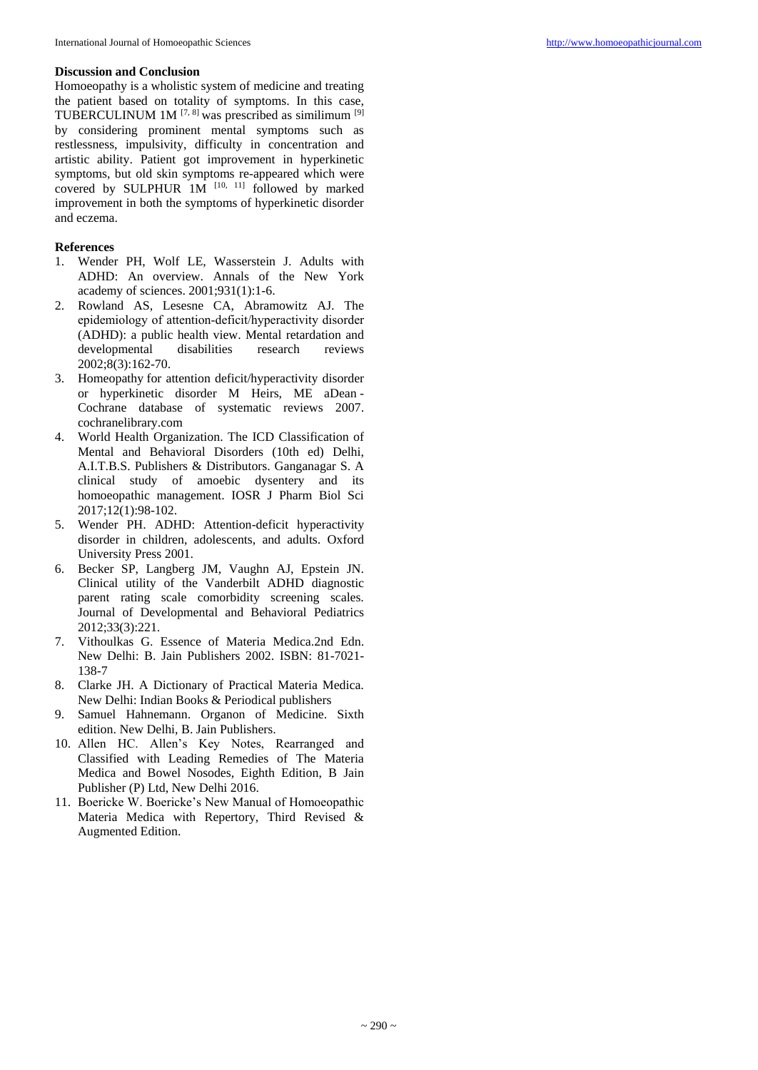## Discussion and Conclusion

Homoeopathy is a wholistic system of medicine and treating the patient based on totality of symptoms. In this case, TUBERCULINUM 1M [7, 8] was prescribed as similimum [9] by considering prominent mental symptoms such as restlessness, impulsivity, difficulty in concentration and artistic ability. Patient got improvement in hyperkinetic symptoms, but old skin symptoms re-appeared which were covered by SULPHUR 1M [10, 11] followed by marked improvement in both the symptoms of hyperkinetic disorder and eczema.

## References

1. Wender PH, Wolf LE, Wasserstein J. Adults with ADHD: An overview. Annals of the New York academy of sciences. 2001;931(1):1-6.
2. Rowland AS, Lesesne CA, Abramowitz AJ. The epidemiology of attention-deficit/hyperactivity disorder (ADHD): a public health view. Mental retardation and developmental disabilities research reviews 2002;8(3):162-70.
3. Homeopathy for attention deficit/hyperactivity disorder or hyperkinetic disorder M Heirs, ME aDean - Cochrane database of systematic reviews 2007. cochranelibrary.com
4. World Health Organization. The ICD Classification of Mental and Behavioral Disorders (10th ed) Delhi, A.I.T.B.S. Publishers & Distributors. Ganganagar S. A clinical study of amoebic dysentery and its homoeopathic management. IOSR J Pharm Biol Sci 2017;12(1):98-102.
5. Wender PH. ADHD: Attention-deficit hyperactivity disorder in children, adolescents, and adults. Oxford University Press 2001.
6. Becker SP, Langberg JM, Vaughn AJ, Epstein JN. Clinical utility of the Vanderbilt ADHD diagnostic parent rating scale comorbidity screening scales. Journal of Developmental and Behavioral Pediatrics 2012;33(3):221.
7. Vithoulkas G. Essence of Materia Medica.2nd Edn. New Delhi: B. Jain Publishers 2002. ISBN: 81-7021-138-7
8. Clarke JH. A Dictionary of Practical Materia Medica. New Delhi: Indian Books & Periodical publishers
9. Samuel Hahnemann. Organon of Medicine. Sixth edition. New Delhi, B. Jain Publishers.
10. Allen HC. Allen's Key Notes, Rearranged and Classified with Leading Remedies of The Materia Medica and Bowel Nosodes, Eighth Edition, B Jain Publisher (P) Ltd, New Delhi 2016.
11. Boericke W. Boericke's New Manual of Homoeopathic Materia Medica with Repertory, Third Revised & Augmented Edition.